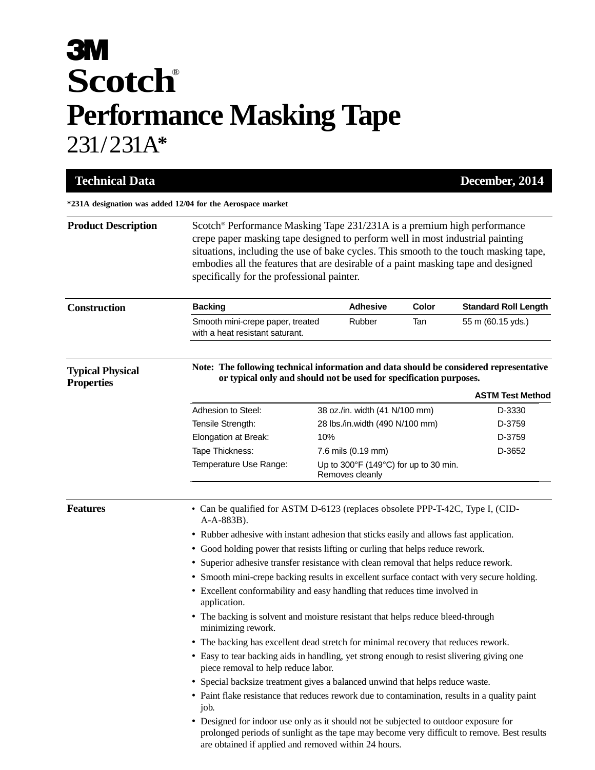# 3M

# Scotch®

# Performance Masking Tape

## 231/231A*

**Technical Data** | **December, 2014**

***231A designation was added 12/04 for the Aerospace market**

## Product Description

Scotch® Performance Masking Tape 231/231A is a premium high performance crepe paper masking tape designed to perform well in most industrial painting situations, including the use of bake cycles. This smooth to the touch masking tape, embodies all the features that are desirable of a paint masking tape and designed specifically for the professional painter.

## Construction

| Backing | Adhesive | Color | Standard Roll Length |
|---|---|---|---|
| Smooth mini-crepe paper, treated with a heat resistant saturant. | Rubber | Tan | 55 m (60.15 yds.) |

## Typical Physical Properties

**Note: The following technical information and data should be considered representative or typical only and should not be used for specification purposes.**

| | | ASTM Test Method |
|---|---|---|
| Adhesion to Steel: | 38 oz./in. width (41 N/100 mm) | D-3330 |
| Tensile Strength: | 28 lbs./in.width (490 N/100 mm) | D-3759 |
| Elongation at Break: | 10% | D-3759 |
| Tape Thickness: | 7.6 mils (0.19 mm) | D-3652 |
| Temperature Use Range: | Up to 300°F (149°C) for up to 30 min. Removes cleanly | |

## Features

- Can be qualified for ASTM D-6123 (replaces obsolete PPP-T-42C, Type I, (CID-A-A-883B).
- Rubber adhesive with instant adhesion that sticks easily and allows fast application.
- Good holding power that resists lifting or curling that helps reduce rework.
- Superior adhesive transfer resistance with clean removal that helps reduce rework.
- Smooth mini-crepe backing results in excellent surface contact with very secure holding.
- Excellent conformability and easy handling that reduces time involved in application.
- The backing is solvent and moisture resistant that helps reduce bleed-through minimizing rework.
- The backing has excellent dead stretch for minimal recovery that reduces rework.
- Easy to tear backing aids in handling, yet strong enough to resist slivering giving one piece removal to help reduce labor.
- Special backsize treatment gives a balanced unwind that helps reduce waste.
- Paint flake resistance that reduces rework due to contamination, results in a quality paint job.
- Designed for indoor use only as it should not be subjected to outdoor exposure for prolonged periods of sunlight as the tape may become very difficult to remove. Best results are obtained if applied and removed within 24 hours.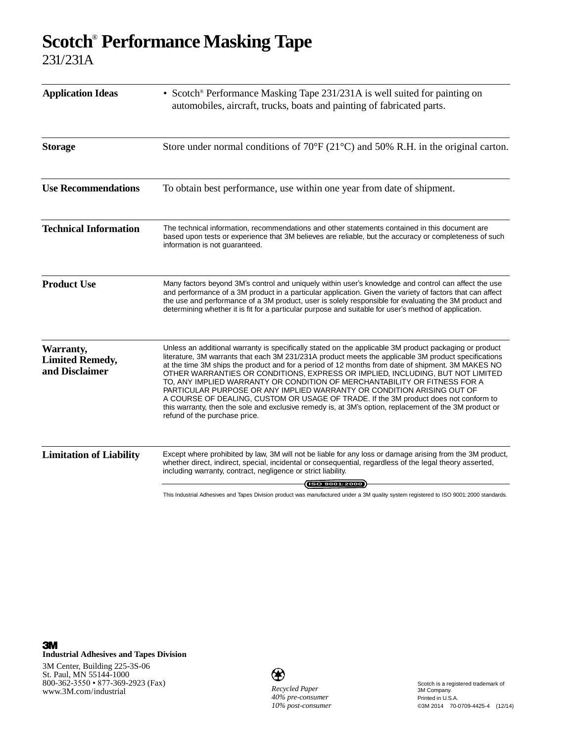# Scotch® Performance Masking Tape

## 231/231A

| | |
|---|---|
| **Application Ideas** | • Scotch® Performance Masking Tape 231/231A is well suited for painting on automobiles, aircraft, trucks, boats and painting of fabricated parts. |
| **Storage** | Store under normal conditions of 70°F (21°C) and 50% R.H. in the original carton. |
| **Use Recommendations** | To obtain best performance, use within one year from date of shipment. |
| **Technical Information** | The technical information, recommendations and other statements contained in this document are based upon tests or experience that 3M believes are reliable, but the accuracy or completeness of such information is not guaranteed. |
| **Product Use** | Many factors beyond 3M's control and uniquely within user's knowledge and control can affect the use and performance of a 3M product in a particular application. Given the variety of factors that can affect the use and performance of a 3M product, user is solely responsible for evaluating the 3M product and determining whether it is fit for a particular purpose and suitable for user's method of application. |
| **Warranty, Limited Remedy, and Disclaimer** | Unless an additional warranty is specifically stated on the applicable 3M product packaging or product literature, 3M warrants that each 3M 231/231A product meets the applicable 3M product specifications at the time 3M ships the product and for a period of 12 months from date of shipment. 3M MAKES NO OTHER WARRANTIES OR CONDITIONS, EXPRESS OR IMPLIED, INCLUDING, BUT NOT LIMITED TO, ANY IMPLIED WARRANTY OR CONDITION OF MERCHANTABILITY OR FITNESS FOR A PARTICULAR PURPOSE OR ANY IMPLIED WARRANTY OR CONDITION ARISING OUT OF A COURSE OF DEALING, CUSTOM OR USAGE OF TRADE. If the 3M product does not conform to this warranty, then the sole and exclusive remedy is, at 3M's option, replacement of the 3M product or refund of the purchase price. |
| **Limitation of Liability** | Except where prohibited by law, 3M will not be liable for any loss or damage arising from the 3M product, whether direct, indirect, special, incidental or consequential, regardless of the legal theory asserted, including warranty, contract, negligence or strict liability. |

ISO 9001:2000

This Industrial Adhesives and Tapes Division product was manufactured under a 3M quality system registered to ISO 9001:2000 standards.

**3M**

**Industrial Adhesives and Tapes Division**

3M Center, Building 225-3S-06
St. Paul, MN 55144-1000
800-362-3550 • 877-369-2923 (Fax)
www.3M.com/industrial

*Recycled Paper*
*40% pre-consumer*
*10% post-consumer*

Scotch is a registered trademark of 3M Company.
Printed in U.S.A.
©3M 2014 70-0709-4425-4 (12/14)